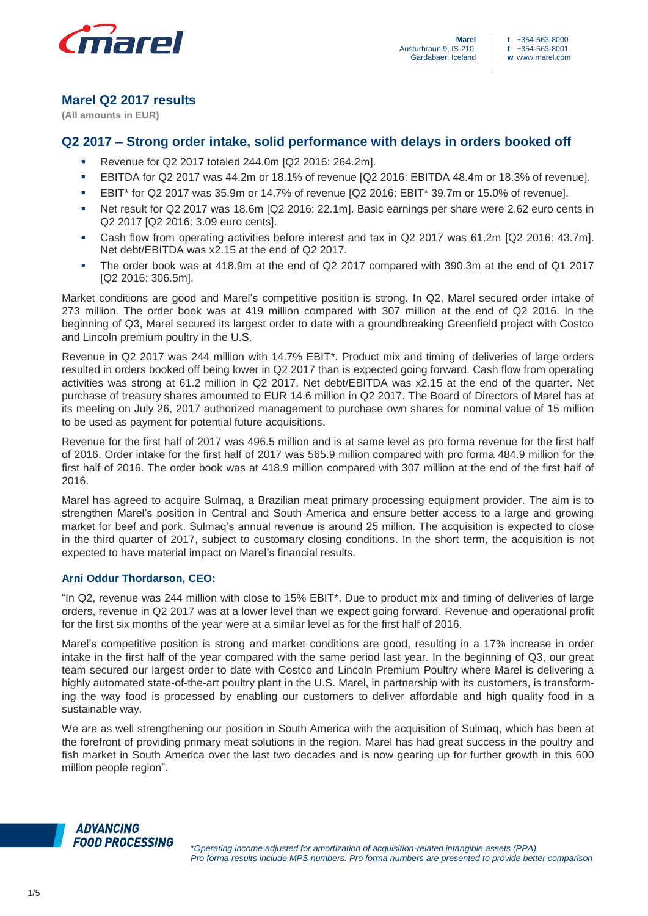# Marel Q2 2017 results

**(All amounts in EUR)**

## Q2 2017 – Strong order intake, solid performance with delays in orders booked off

- Revenue for Q2 2017 totaled 244.0m [Q2 2016: 264.2m].
- EBITDA for Q2 2017 was 44.2m or 18.1% of revenue [Q2 2016: EBITDA 48.4m or 18.3% of revenue].
- EBIT* for Q2 2017 was 35.9m or 14.7% of revenue [Q2 2016: EBIT* 39.7m or 15.0% of revenue].
- Net result for Q2 2017 was 18.6m [Q2 2016: 22.1m]. Basic earnings per share were 2.62 euro cents in Q2 2017 [Q2 2016: 3.09 euro cents].
- Cash flow from operating activities before interest and tax in Q2 2017 was 61.2m [Q2 2016: 43.7m]. Net debt/EBITDA was x2.15 at the end of Q2 2017.
- The order book was at 418.9m at the end of Q2 2017 compared with 390.3m at the end of Q1 2017 [Q2 2016: 306.5m].

Market conditions are good and Marel's competitive position is strong. In Q2, Marel secured order intake of 273 million. The order book was at 419 million compared with 307 million at the end of Q2 2016. In the beginning of Q3, Marel secured its largest order to date with a groundbreaking Greenfield project with Costco and Lincoln premium poultry in the U.S.

Revenue in Q2 2017 was 244 million with 14.7% EBIT*. Product mix and timing of deliveries of large orders resulted in orders booked off being lower in Q2 2017 than is expected going forward. Cash flow from operating activities was strong at 61.2 million in Q2 2017. Net debt/EBITDA was x2.15 at the end of the quarter. Net purchase of treasury shares amounted to EUR 14.6 million in Q2 2017. The Board of Directors of Marel has at its meeting on July 26, 2017 authorized management to purchase own shares for nominal value of 15 million to be used as payment for potential future acquisitions.

Revenue for the first half of 2017 was 496.5 million and is at same level as pro forma revenue for the first half of 2016. Order intake for the first half of 2017 was 565.9 million compared with pro forma 484.9 million for the first half of 2016. The order book was at 418.9 million compared with 307 million at the end of the first half of 2016.

Marel has agreed to acquire Sulmaq, a Brazilian meat primary processing equipment provider. The aim is to strengthen Marel's position in Central and South America and ensure better access to a large and growing market for beef and pork. Sulmaq's annual revenue is around 25 million. The acquisition is expected to close in the third quarter of 2017, subject to customary closing conditions. In the short term, the acquisition is not expected to have material impact on Marel's financial results.

### Arni Oddur Thordarson, CEO:

"In Q2, revenue was 244 million with close to 15% EBIT*. Due to product mix and timing of deliveries of large orders, revenue in Q2 2017 was at a lower level than we expect going forward. Revenue and operational profit for the first six months of the year were at a similar level as for the first half of 2016.

Marel's competitive position is strong and market conditions are good, resulting in a 17% increase in order intake in the first half of the year compared with the same period last year. In the beginning of Q3, our great team secured our largest order to date with Costco and Lincoln Premium Poultry where Marel is delivering a highly automated state-of-the-art poultry plant in the U.S. Marel, in partnership with its customers, is transforming the way food is processed by enabling our customers to deliver affordable and high quality food in a sustainable way.

We are as well strengthening our position in South America with the acquisition of Sulmaq, which has been at the forefront of providing primary meat solutions in the region. Marel has had great success in the poultry and fish market in South America over the last two decades and is now gearing up for further growth in this 600 million people region".

*\*Operating income adjusted for amortization of acquisition-related intangible assets (PPA).*
*Pro forma results include MPS numbers. Pro forma numbers are presented to provide better comparison*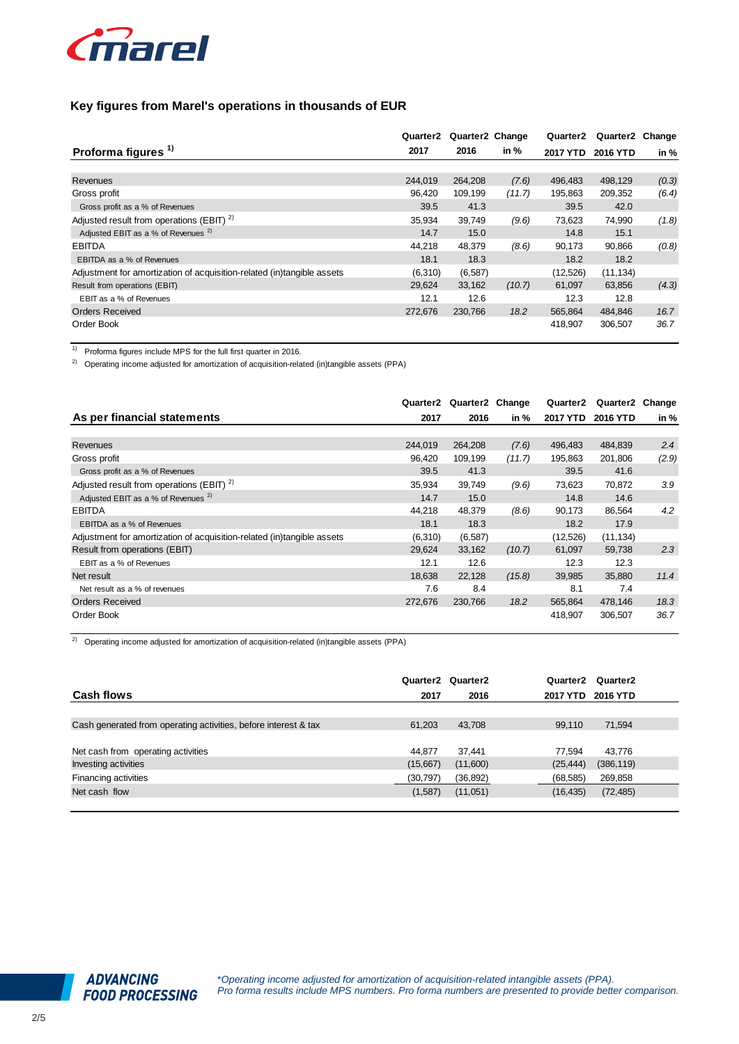## Key figures from Marel's operations in thousands of EUR

| Proforma figures [1] | Quarter2 2017 | Quarter2 2016 | Change in % | Quarter2 2017 YTD | Quarter2 2016 YTD | Change in % |
|---|---|---|---|---|---|---|
| Revenues | 244,019 | 264,208 | *(7.6)* | 496,483 | 498,129 | *(0.3)* |
| Gross profit | 96,420 | 109,199 | *(11.7)* | 195,863 | 209,352 | *(6.4)* |
| Gross profit as a % of Revenues | 39.5 | 41.3 | | 39.5 | 42.0 | |
| Adjusted result from operations (EBIT) [2] | 35,934 | 39,749 | *(9.6)* | 73,623 | 74,990 | *(1.8)* |
| Adjusted EBIT as a % of Revenues [2] | 14.7 | 15.0 | | 14.8 | 15.1 | |
| EBITDA | 44,218 | 48,379 | *(8.6)* | 90,173 | 90,866 | *(0.8)* |
| EBITDA as a % of Revenues | 18.1 | 18.3 | | 18.2 | 18.2 | |
| Adjustment for amortization of acquisition-related (in)tangible assets | (6,310) | (6,587) | | (12,526) | (11,134) | |
| Result from operations (EBIT) | 29,624 | 33,162 | *(10.7)* | 61,097 | 63,856 | *(4.3)* |
| EBIT as a % of Revenues | 12.1 | 12.6 | | 12.3 | 12.8 | |
| Orders Received | 272,676 | 230,766 | *18.2* | 565,864 | 484,846 | *16.7* |
| Order Book | | | | 418,907 | 306,507 | *36.7* |

[1] Proforma figures include MPS for the full first quarter in 2016.

[2] Operating income adjusted for amortization of acquisition-related (in)tangible assets (PPA)

| As per financial statements | Quarter2 2017 | Quarter2 2016 | Change in % | Quarter2 2017 YTD | Quarter2 2016 YTD | Change in % |
|---|---|---|---|---|---|---|
| Revenues | 244,019 | 264,208 | *(7.6)* | 496,483 | 484,839 | *2.4* |
| Gross profit | 96,420 | 109,199 | *(11.7)* | 195,863 | 201,806 | *(2.9)* |
| Gross profit as a % of Revenues | 39.5 | 41.3 | | 39.5 | 41.6 | |
| Adjusted result from operations (EBIT) [2] | 35,934 | 39,749 | *(9.6)* | 73,623 | 70,872 | *3.9* |
| Adjusted EBIT as a % of Revenues [2] | 14.7 | 15.0 | | 14.8 | 14.6 | |
| EBITDA | 44,218 | 48,379 | *(8.6)* | 90,173 | 86,564 | *4.2* |
| EBITDA as a % of Revenues | 18.1 | 18.3 | | 18.2 | 17.9 | |
| Adjustment for amortization of acquisition-related (in)tangible assets | (6,310) | (6,587) | | (12,526) | (11,134) | |
| Result from operations (EBIT) | 29,624 | 33,162 | *(10.7)* | 61,097 | 59,738 | *2.3* |
| EBIT as a % of Revenues | 12.1 | 12.6 | | 12.3 | 12.3 | |
| Net result | 18,638 | 22,128 | *(15.8)* | 39,985 | 35,880 | *11.4* |
| Net result as a % of revenues | 7.6 | 8.4 | | 8.1 | 7.4 | |
| Orders Received | 272,676 | 230,766 | *18.2* | 565,864 | 478,146 | *18.3* |
| Order Book | | | | 418,907 | 306,507 | *36.7* |

[2] Operating income adjusted for amortization of acquisition-related (in)tangible assets (PPA)

| Cash flows | Quarter2 2017 | Quarter2 2016 | Quarter2 2017 YTD | Quarter2 2016 YTD |
|---|---|---|---|---|
| Cash generated from operating activities, before interest & tax | 61,203 | 43,708 | 99,110 | 71,594 |
| Net cash from operating activities | 44,877 | 37,441 | 77,594 | 43,776 |
| Investing activities | (15,667) | (11,600) | (25,444) | (386,119) |
| Financing activities | (30,797) | (36,892) | (68,585) | 269,858 |
| Net cash flow | (1,587) | (11,051) | (16,435) | (72,485) |

*\*Operating income adjusted for amortization of acquisition-related intangible assets (PPA).*
*Pro forma results include MPS numbers. Pro forma numbers are presented to provide better comparison.*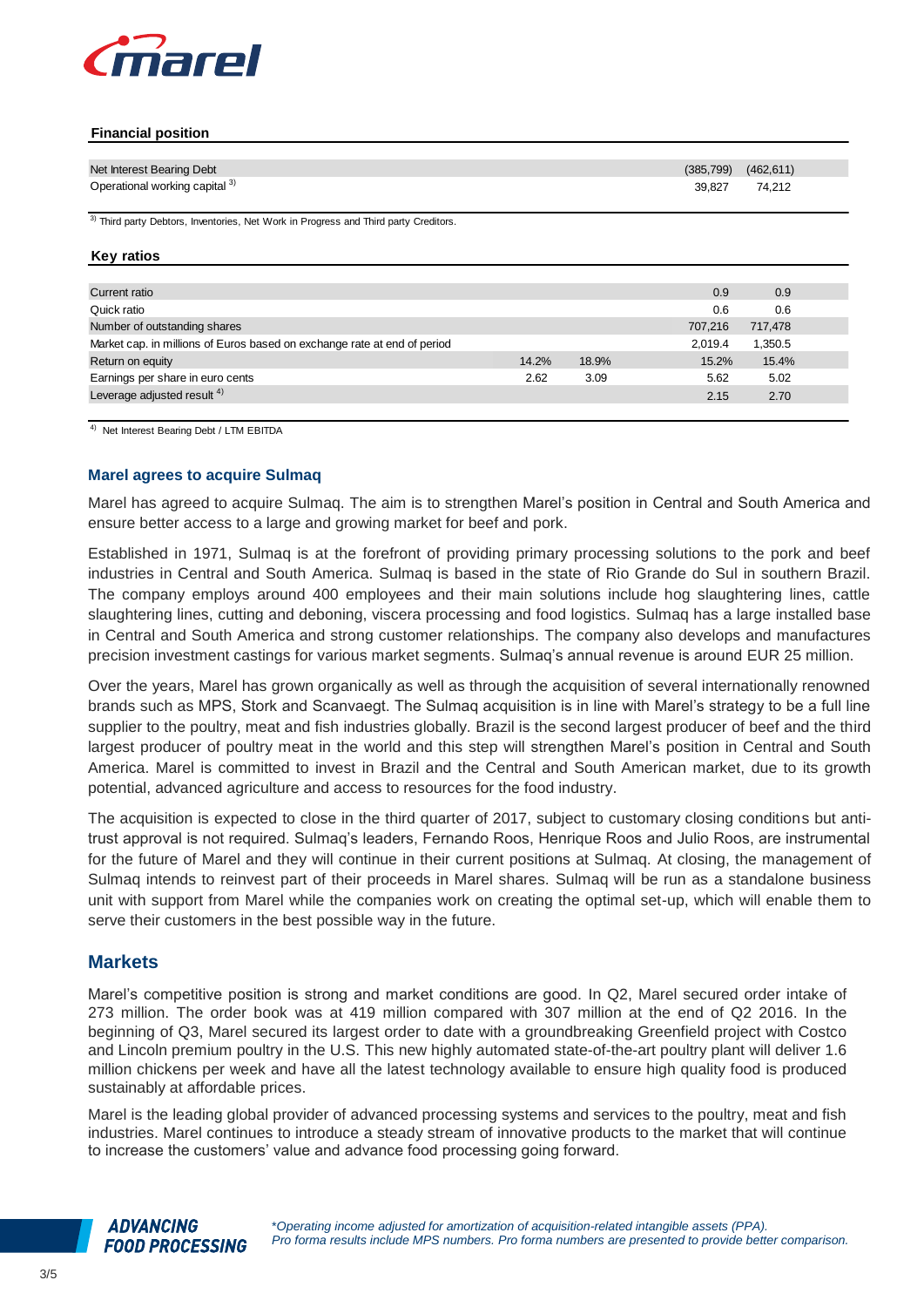**Financial position**

| | | | | |
|---|---|---|---|---|
| Net Interest Bearing Debt | | | (385,799) | (462,611) |
| Operational working capital [3] | | | 39,827 | 74,212 |

[3] Third party Debtors, Inventories, Net Work in Progress and Third party Creditors.

**Key ratios**

| | | | | |
|---|---|---|---|---|
| Current ratio | | | 0.9 | 0.9 |
| Quick ratio | | | 0.6 | 0.6 |
| Number of outstanding shares | | | 707,216 | 717,478 |
| Market cap. in millions of Euros based on exchange rate at end of period | | | 2,019.4 | 1,350.5 |
| Return on equity | 14.2% | 18.9% | 15.2% | 15.4% |
| Earnings per share in euro cents | 2.62 | 3.09 | 5.62 | 5.02 |
| Leverage adjusted result [4] | | | 2.15 | 2.70 |

[4] Net Interest Bearing Debt / LTM EBITDA

### Marel agrees to acquire Sulmaq

Marel has agreed to acquire Sulmaq. The aim is to strengthen Marel's position in Central and South America and ensure better access to a large and growing market for beef and pork.

Established in 1971, Sulmaq is at the forefront of providing primary processing solutions to the pork and beef industries in Central and South America. Sulmaq is based in the state of Rio Grande do Sul in southern Brazil. The company employs around 400 employees and their main solutions include hog slaughtering lines, cattle slaughtering lines, cutting and deboning, viscera processing and food logistics. Sulmaq has a large installed base in Central and South America and strong customer relationships. The company also develops and manufactures precision investment castings for various market segments. Sulmaq's annual revenue is around EUR 25 million.

Over the years, Marel has grown organically as well as through the acquisition of several internationally renowned brands such as MPS, Stork and Scanvaegt. The Sulmaq acquisition is in line with Marel's strategy to be a full line supplier to the poultry, meat and fish industries globally. Brazil is the second largest producer of beef and the third largest producer of poultry meat in the world and this step will strengthen Marel's position in Central and South America. Marel is committed to invest in Brazil and the Central and South American market, due to its growth potential, advanced agriculture and access to resources for the food industry.

The acquisition is expected to close in the third quarter of 2017, subject to customary closing conditions but anti-trust approval is not required. Sulmaq's leaders, Fernando Roos, Henrique Roos and Julio Roos, are instrumental for the future of Marel and they will continue in their current positions at Sulmaq. At closing, the management of Sulmaq intends to reinvest part of their proceeds in Marel shares. Sulmaq will be run as a standalone business unit with support from Marel while the companies work on creating the optimal set-up, which will enable them to serve their customers in the best possible way in the future.

## Markets

Marel's competitive position is strong and market conditions are good. In Q2, Marel secured order intake of 273 million. The order book was at 419 million compared with 307 million at the end of Q2 2016. In the beginning of Q3, Marel secured its largest order to date with a groundbreaking Greenfield project with Costco and Lincoln premium poultry in the U.S. This new highly automated state-of-the-art poultry plant will deliver 1.6 million chickens per week and have all the latest technology available to ensure high quality food is produced sustainably at affordable prices.

Marel is the leading global provider of advanced processing systems and services to the poultry, meat and fish industries. Marel continues to introduce a steady stream of innovative products to the market that will continue to increase the customers' value and advance food processing going forward.

*\*Operating income adjusted for amortization of acquisition-related intangible assets (PPA). Pro forma results include MPS numbers. Pro forma numbers are presented to provide better comparison.*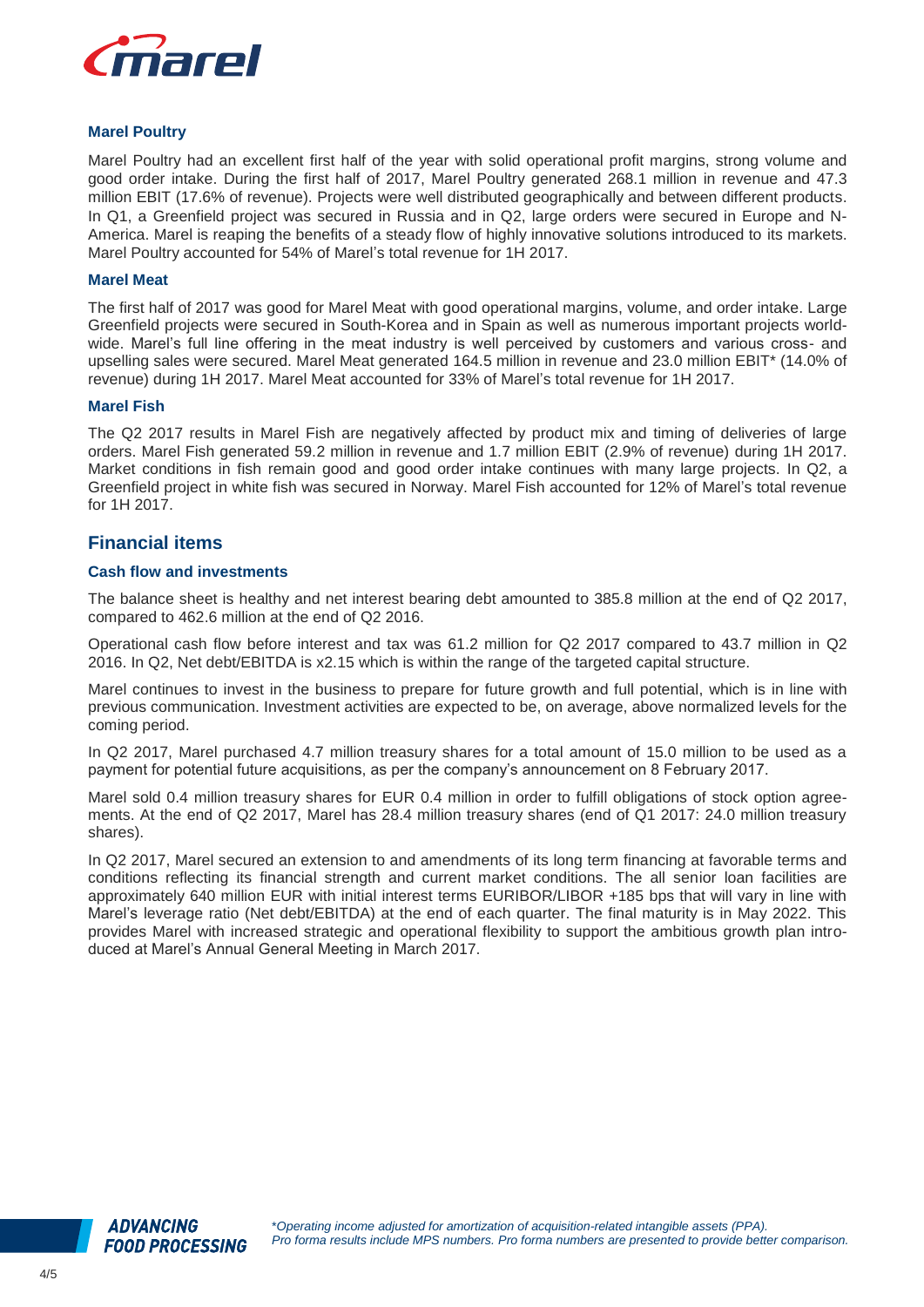### Marel Poultry

Marel Poultry had an excellent first half of the year with solid operational profit margins, strong volume and good order intake. During the first half of 2017, Marel Poultry generated 268.1 million in revenue and 47.3 million EBIT (17.6% of revenue). Projects were well distributed geographically and between different products. In Q1, a Greenfield project was secured in Russia and in Q2, large orders were secured in Europe and N-America. Marel is reaping the benefits of a steady flow of highly innovative solutions introduced to its markets. Marel Poultry accounted for 54% of Marel's total revenue for 1H 2017.

### Marel Meat

The first half of 2017 was good for Marel Meat with good operational margins, volume, and order intake. Large Greenfield projects were secured in South-Korea and in Spain as well as numerous important projects worldwide. Marel's full line offering in the meat industry is well perceived by customers and various cross- and upselling sales were secured. Marel Meat generated 164.5 million in revenue and 23.0 million EBIT* (14.0% of revenue) during 1H 2017. Marel Meat accounted for 33% of Marel's total revenue for 1H 2017.

### Marel Fish

The Q2 2017 results in Marel Fish are negatively affected by product mix and timing of deliveries of large orders. Marel Fish generated 59.2 million in revenue and 1.7 million EBIT (2.9% of revenue) during 1H 2017. Market conditions in fish remain good and good order intake continues with many large projects. In Q2, a Greenfield project in white fish was secured in Norway. Marel Fish accounted for 12% of Marel's total revenue for 1H 2017.

## Financial items

### Cash flow and investments

The balance sheet is healthy and net interest bearing debt amounted to 385.8 million at the end of Q2 2017, compared to 462.6 million at the end of Q2 2016.

Operational cash flow before interest and tax was 61.2 million for Q2 2017 compared to 43.7 million in Q2 2016. In Q2, Net debt/EBITDA is x2.15 which is within the range of the targeted capital structure.

Marel continues to invest in the business to prepare for future growth and full potential, which is in line with previous communication. Investment activities are expected to be, on average, above normalized levels for the coming period.

In Q2 2017, Marel purchased 4.7 million treasury shares for a total amount of 15.0 million to be used as a payment for potential future acquisitions, as per the company's announcement on 8 February 2017.

Marel sold 0.4 million treasury shares for EUR 0.4 million in order to fulfill obligations of stock option agreements. At the end of Q2 2017, Marel has 28.4 million treasury shares (end of Q1 2017: 24.0 million treasury shares).

In Q2 2017, Marel secured an extension to and amendments of its long term financing at favorable terms and conditions reflecting its financial strength and current market conditions. The all senior loan facilities are approximately 640 million EUR with initial interest terms EURIBOR/LIBOR +185 bps that will vary in line with Marel's leverage ratio (Net debt/EBITDA) at the end of each quarter. The final maturity is in May 2022. This provides Marel with increased strategic and operational flexibility to support the ambitious growth plan introduced at Marel's Annual General Meeting in March 2017.

*\*Operating income adjusted for amortization of acquisition-related intangible assets (PPA).*
*Pro forma results include MPS numbers. Pro forma numbers are presented to provide better comparison.*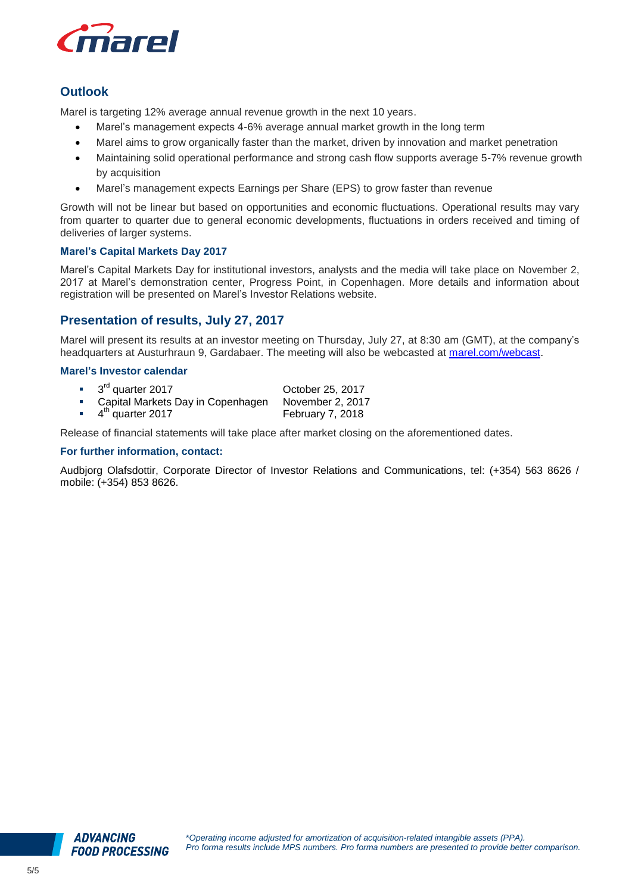## Outlook

Marel is targeting 12% average annual revenue growth in the next 10 years.

- Marel's management expects 4-6% average annual market growth in the long term
- Marel aims to grow organically faster than the market, driven by innovation and market penetration
- Maintaining solid operational performance and strong cash flow supports average 5-7% revenue growth by acquisition
- Marel's management expects Earnings per Share (EPS) to grow faster than revenue

Growth will not be linear but based on opportunities and economic fluctuations. Operational results may vary from quarter to quarter due to general economic developments, fluctuations in orders received and timing of deliveries of larger systems.

### Marel's Capital Markets Day 2017

Marel's Capital Markets Day for institutional investors, analysts and the media will take place on November 2, 2017 at Marel's demonstration center, Progress Point, in Copenhagen. More details and information about registration will be presented on Marel's Investor Relations website.

## Presentation of results, July 27, 2017

Marel will present its results at an investor meeting on Thursday, July 27, at 8:30 am (GMT), at the company's headquarters at Austurhraun 9, Gardabaer. The meeting will also be webcasted at marel.com/webcast.

### Marel's Investor calendar

- 3rd quarter 2017 — October 25, 2017
- Capital Markets Day in Copenhagen — November 2, 2017
- 4th quarter 2017 — February 7, 2018

Release of financial statements will take place after market closing on the aforementioned dates.

### For further information, contact:

Audbjorg Olafsdottir, Corporate Director of Investor Relations and Communications, tel: (+354) 563 8626 / mobile: (+354) 853 8626.

*\*Operating income adjusted for amortization of acquisition-related intangible assets (PPA).*
*Pro forma results include MPS numbers. Pro forma numbers are presented to provide better comparison.*